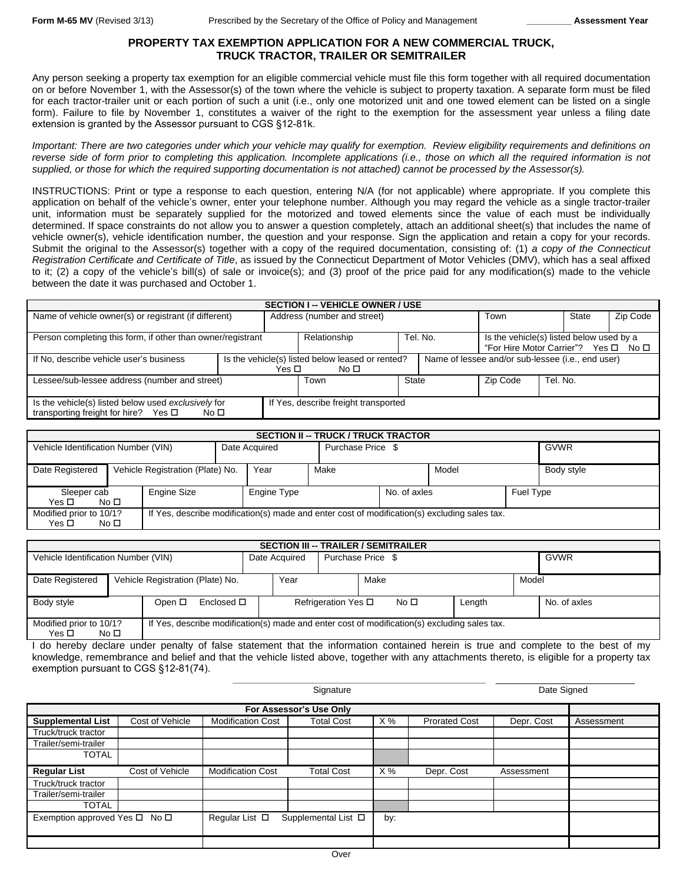**Form M-65 MV** (Revised 3/13) Prescribed by the Secretary of the Office of Policy and Management _________ **Assessment Year**

# PROPERTY TAX EXEMPTION APPLICATION FOR A NEW COMMERCIAL TRUCK, TRUCK TRACTOR, TRAILER OR SEMITRAILER

Any person seeking a property tax exemption for an eligible commercial vehicle must file this form together with all required documentation on or before November 1, with the Assessor(s) of the town where the vehicle is subject to property taxation. A separate form must be filed for each tractor-trailer unit or each portion of such a unit (i.e., only one motorized unit and one towed element can be listed on a single form). Failure to file by November 1, constitutes a waiver of the right to the exemption for the assessment year unless a filing date extension is granted by the Assessor pursuant to CGS §12-81k.

*Important: There are two categories under which your vehicle may qualify for exemption. Review eligibility requirements and definitions on reverse side of form prior to completing this application. Incomplete applications (i.e., those on which all the required information is not supplied, or those for which the required supporting documentation is not attached) cannot be processed by the Assessor(s).*

INSTRUCTIONS: Print or type a response to each question, entering N/A (for not applicable) where appropriate. If you complete this application on behalf of the vehicle's owner, enter your telephone number. Although you may regard the vehicle as a single tractor-trailer unit, information must be separately supplied for the motorized and towed elements since the value of each must be individually determined. If space constraints do not allow you to answer a question completely, attach an additional sheet(s) that includes the name of vehicle owner(s), vehicle identification number, the question and your response. Sign the application and retain a copy for your records. Submit the original to the Assessor(s) together with a copy of the required documentation, consisting of: (1) *a copy of the Connecticut Registration Certificate and Certificate of Title*, as issued by the Connecticut Department of Motor Vehicles (DMV), which has a seal affixed to it; (2) a copy of the vehicle's bill(s) of sale or invoice(s); and (3) proof of the price paid for any modification(s) made to the vehicle between the date it was purchased and October 1.

| SECTION I -- VEHICLE OWNER / USE | | | | | |
|---|---|---|---|---|---|
| Name of vehicle owner(s) or registrant (if different) | Address (number and street) | | Town | State | Zip Code |
| Person completing this form, if other than owner/registrant | Relationship | Tel. No. | Is the vehicle(s) listed below used by a "For Hire Motor Carrier"? Yes ☐ No ☐ | | |
| If No, describe vehicle user's business | Is the vehicle(s) listed below leased or rented? Yes ☐ No ☐ | | Name of lessee and/or sub-lessee (i.e., end user) | | |
| Lessee/sub-lessee address (number and street) | Town | State | Zip Code | Tel. No. | |
| Is the vehicle(s) listed below used *exclusively* for transporting freight for hire? Yes ☐ No ☐ | If Yes, describe freight transported | | | | |

| SECTION II -- TRUCK / TRUCK TRACTOR | | | | | |
|---|---|---|---|---|---|
| Vehicle Identification Number (VIN) | | Date Acquired | Purchase Price $ | | GVWR |
| Date Registered | Vehicle Registration (Plate) No. | Year | Make | Model | Body style |
| Sleeper cab Yes ☐ No ☐ | Engine Size | Engine Type | No. of axles | Fuel Type | |
| Modified prior to 10/1? Yes ☐ No ☐ | If Yes, describe modification(s) made and enter cost of modification(s) excluding sales tax. | | | | |

| SECTION III -- TRAILER / SEMITRAILER | | | | | |
|---|---|---|---|---|---|
| Vehicle Identification Number (VIN) | | Date Acquired | Purchase Price $ | | GVWR |
| Date Registered | Vehicle Registration (Plate) No. | Year | Make | | Model |
| Body style | Open ☐ Enclosed ☐ | Refrigeration Yes ☐ No ☐ | | Length | No. of axles |
| Modified prior to 10/1? Yes ☐ No ☐ | If Yes, describe modification(s) made and enter cost of modification(s) excluding sales tax. | | | | |

I do hereby declare under penalty of false statement that the information contained herein is true and complete to the best of my knowledge, remembrance and belief and that the vehicle listed above, together with any attachments thereto, is eligible for a property tax exemption pursuant to CGS §12-81(74).

_______________________________ Signature          _______________ Date Signed

| For Assessor's Use Only | | | | | | | |
|---|---|---|---|---|---|---|---|
| **Supplemental List** | Cost of Vehicle | Modification Cost | Total Cost | X % | Prorated Cost | Depr. Cost | Assessment |
| Truck/truck tractor | | | | | | | |
| Trailer/semi-trailer | | | | | | | |
| TOTAL | | | | | | | |
| **Regular List** | Cost of Vehicle | Modification Cost | Total Cost | X % | Depr. Cost | Assessment | |
| Truck/truck tractor | | | | | | | |
| Trailer/semi-trailer | | | | | | | |
| TOTAL | | | | | | | |
| Exemption approved Yes ☐ No ☐ | Regular List ☐ | Supplemental List ☐ | | by: | | | |
| | | | | | | | |

Over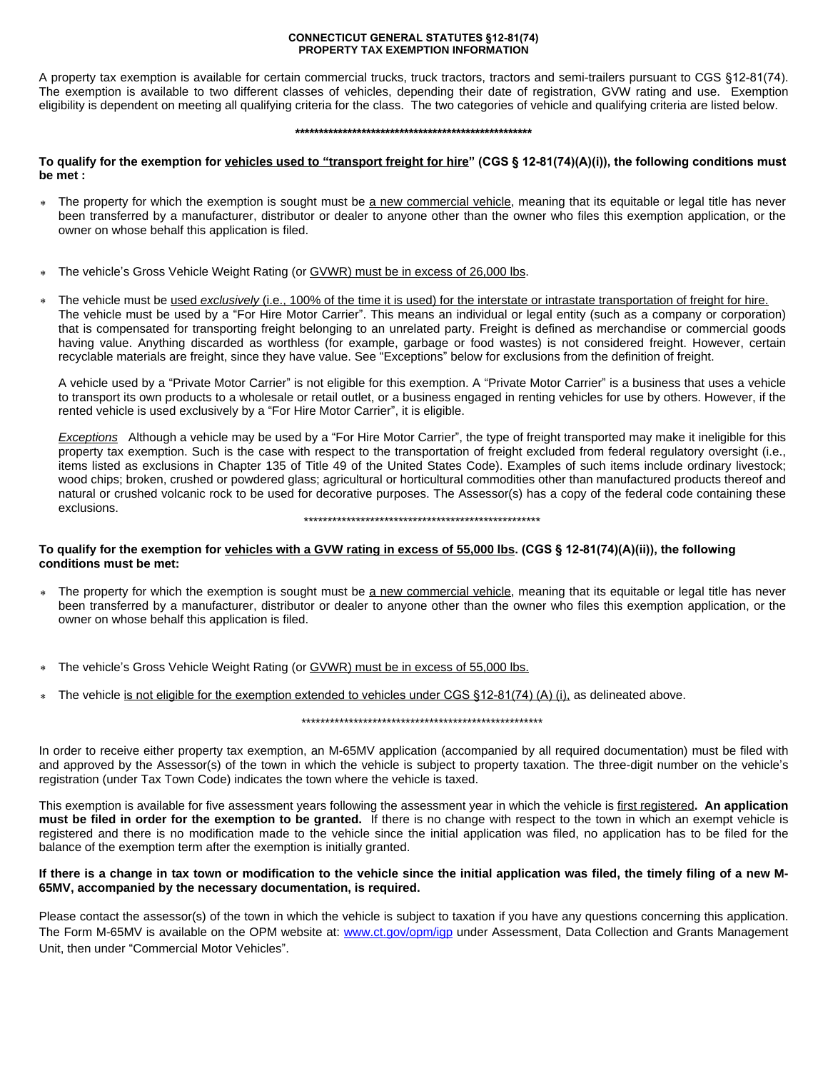**CONNECTICUT GENERAL STATUTES §12-81(74)**
**PROPERTY TAX EXEMPTION INFORMATION**

A property tax exemption is available for certain commercial trucks, truck tractors, tractors and semi-trailers pursuant to CGS §12-81(74). The exemption is available to two different classes of vehicles, depending their date of registration, GVW rating and use. Exemption eligibility is dependent on meeting all qualifying criteria for the class. The two categories of vehicle and qualifying criteria are listed below.

****************************************************

**To qualify for the exemption for <u>vehicles used to "transport freight for hire</u>" (CGS § 12-81(74)(A)(i)), the following conditions must be met :**

- The property for which the exemption is sought must be <u>a new commercial vehicle</u>, meaning that its equitable or legal title has never been transferred by a manufacturer, distributor or dealer to anyone other than the owner who files this exemption application, or the owner on whose behalf this application is filed.

- The vehicle's Gross Vehicle Weight Rating (or <u>GVWR) must be in excess of 26,000 lbs</u>.

- The vehicle must be <u>used *exclusively* (i.e., 100% of the time it is used) for the interstate or intrastate transportation of freight for hire.</u> The vehicle must be used by a "For Hire Motor Carrier". This means an individual or legal entity (such as a company or corporation) that is compensated for transporting freight belonging to an unrelated party. Freight is defined as merchandise or commercial goods having value. Anything discarded as worthless (for example, garbage or food wastes) is not considered freight. However, certain recyclable materials are freight, since they have value. See "Exceptions" below for exclusions from the definition of freight.

  A vehicle used by a "Private Motor Carrier" is not eligible for this exemption. A "Private Motor Carrier" is a business that uses a vehicle to transport its own products to a wholesale or retail outlet, or a business engaged in renting vehicles for use by others. However, if the rented vehicle is used exclusively by a "For Hire Motor Carrier", it is eligible.

  <u>*Exceptions*</u> Although a vehicle may be used by a "For Hire Motor Carrier", the type of freight transported may make it ineligible for this property tax exemption. Such is the case with respect to the transportation of freight excluded from federal regulatory oversight (i.e., items listed as exclusions in Chapter 135 of Title 49 of the United States Code). Examples of such items include ordinary livestock; wood chips; broken, crushed or powdered glass; agricultural or horticultural commodities other than manufactured products thereof and natural or crushed volcanic rock to be used for decorative purposes. The Assessor(s) has a copy of the federal code containing these exclusions.

****************************************************

**To qualify for the exemption for <u>vehicles with a GVW rating in excess of 55,000 lbs</u>. (CGS § 12-81(74)(A)(ii)), the following conditions must be met:**

- The property for which the exemption is sought must be <u>a new commercial vehicle</u>, meaning that its equitable or legal title has never been transferred by a manufacturer, distributor or dealer to anyone other than the owner who files this exemption application, or the owner on whose behalf this application is filed.

- The vehicle's Gross Vehicle Weight Rating (or <u>GVWR) must be in excess of 55,000 lbs.</u>

- The vehicle <u>is not eligible for the exemption extended to vehicles under CGS §12-81(74) (A) (i),</u> as delineated above.

****************************************************

In order to receive either property tax exemption, an M-65MV application (accompanied by all required documentation) must be filed with and approved by the Assessor(s) of the town in which the vehicle is subject to property taxation. The three-digit number on the vehicle's registration (under Tax Town Code) indicates the town where the vehicle is taxed.

This exemption is available for five assessment years following the assessment year in which the vehicle is <u>first registered</u>**. An application must be filed in order for the exemption to be granted.** If there is no change with respect to the town in which an exempt vehicle is registered and there is no modification made to the vehicle since the initial application was filed, no application has to be filed for the balance of the exemption term after the exemption is initially granted.

**If there is a change in tax town or modification to the vehicle since the initial application was filed, the timely filing of a new M-65MV, accompanied by the necessary documentation, is required.**

Please contact the assessor(s) of the town in which the vehicle is subject to taxation if you have any questions concerning this application. The Form M-65MV is available on the OPM website at: [www.ct.gov/opm/igp](www.ct.gov/opm/igp) under Assessment, Data Collection and Grants Management Unit, then under "Commercial Motor Vehicles".